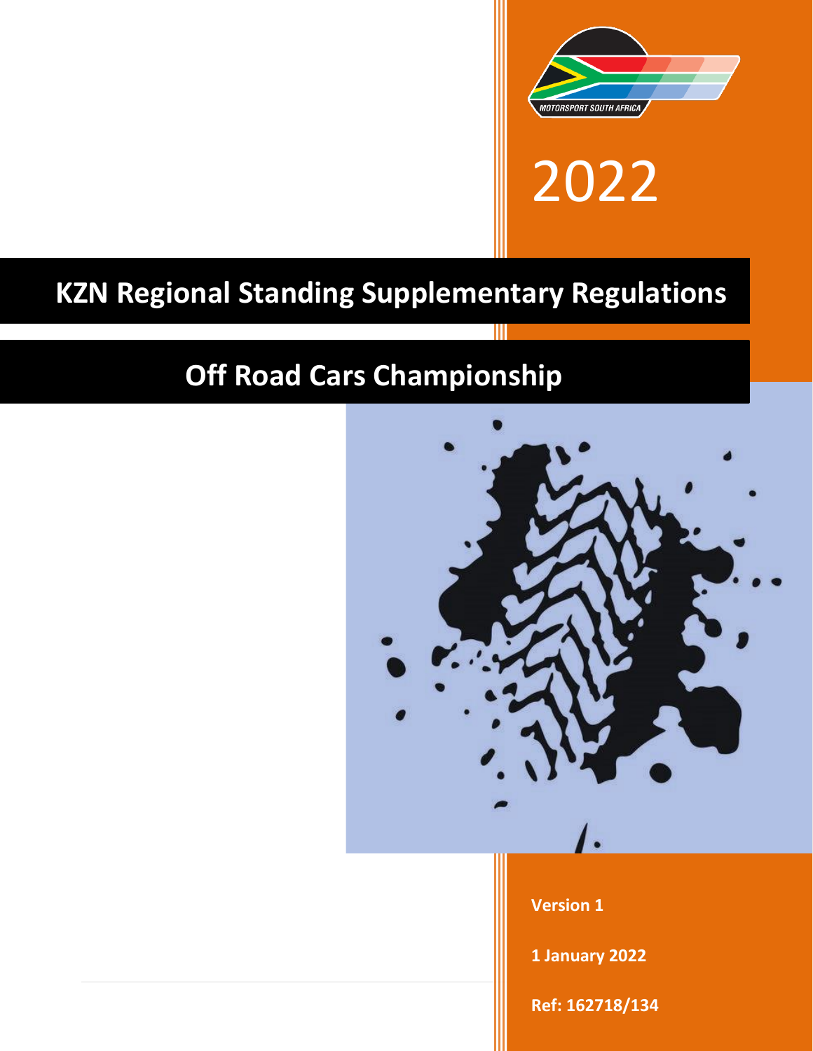MOTORSPORT SOUTH AFRICA

2022

# KZN Regional Standing Supplementary Regulations

## Off Road Cars Championship

**Version 1**

**1 January 2022**

**Ref: 162718/134**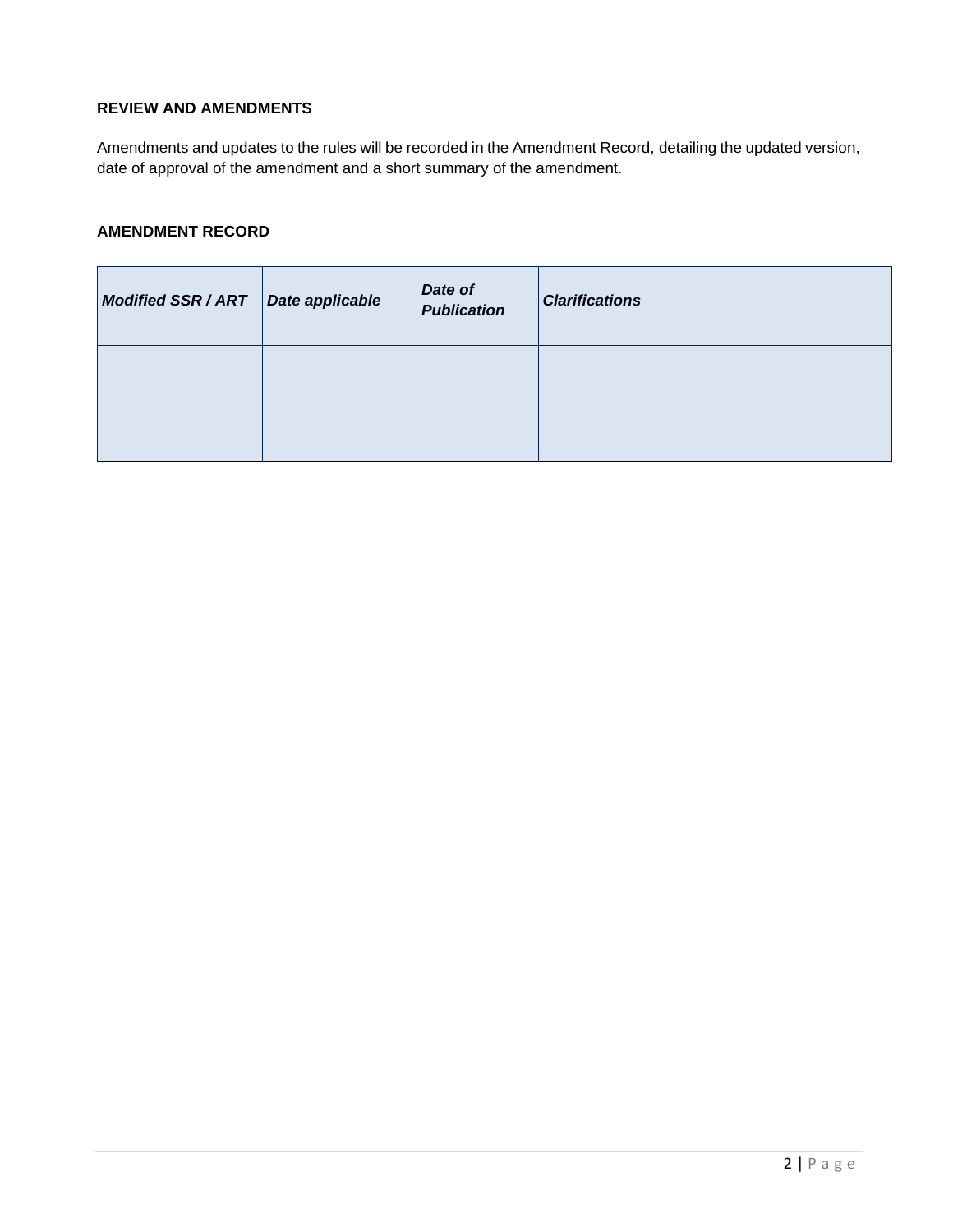### REVIEW AND AMENDMENTS

Amendments and updates to the rules will be recorded in the Amendment Record, detailing the updated version, date of approval of the amendment and a short summary of the amendment.

### AMENDMENT RECORD

| ***Modified SSR / ART*** | ***Date applicable*** | ***Date of Publication*** | ***Clarifications*** |
|---|---|---|---|
| | | | |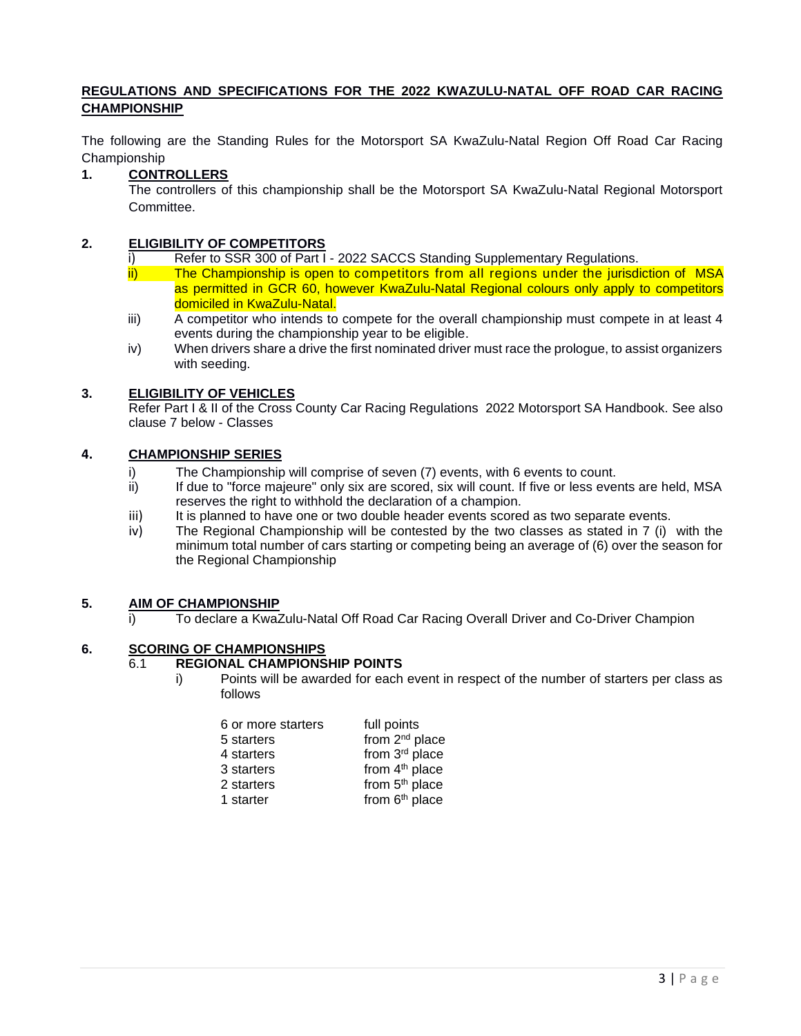## REGULATIONS AND SPECIFICATIONS FOR THE 2022 KWAZULU-NATAL OFF ROAD CAR RACING CHAMPIONSHIP

The following are the Standing Rules for the Motorsport SA KwaZulu-Natal Region Off Road Car Racing Championship

### 1. CONTROLLERS

The controllers of this championship shall be the Motorsport SA KwaZulu-Natal Regional Motorsport Committee.

### 2. ELIGIBILITY OF COMPETITORS

i) Refer to SSR 300 of Part I - 2022 SACCS Standing Supplementary Regulations.

ii) The Championship is open to competitors from all regions under the jurisdiction of MSA as permitted in GCR 60, however KwaZulu-Natal Regional colours only apply to competitors domiciled in KwaZulu-Natal.

iii) A competitor who intends to compete for the overall championship must compete in at least 4 events during the championship year to be eligible.

iv) When drivers share a drive the first nominated driver must race the prologue, to assist organizers with seeding.

### 3. ELIGIBILITY OF VEHICLES

Refer Part I & II of the Cross County Car Racing Regulations 2022 Motorsport SA Handbook. See also clause 7 below - Classes

### 4. CHAMPIONSHIP SERIES

i) The Championship will comprise of seven (7) events, with 6 events to count.

ii) If due to "force majeure" only six are scored, six will count. If five or less events are held, MSA reserves the right to withhold the declaration of a champion.

iii) It is planned to have one or two double header events scored as two separate events.

iv) The Regional Championship will be contested by the two classes as stated in 7 (i) with the minimum total number of cars starting or competing being an average of (6) over the season for the Regional Championship

### 5. AIM OF CHAMPIONSHIP

i) To declare a KwaZulu-Natal Off Road Car Racing Overall Driver and Co-Driver Champion

### 6. SCORING OF CHAMPIONSHIPS

#### 6.1 REGIONAL CHAMPIONSHIP POINTS

i) Points will be awarded for each event in respect of the number of starters per class as follows

| | |
|---|---|
| 6 or more starters | full points |
| 5 starters | from 2nd place |
| 4 starters | from 3rd place |
| 3 starters | from 4th place |
| 2 starters | from 5th place |
| 1 starter | from 6th place |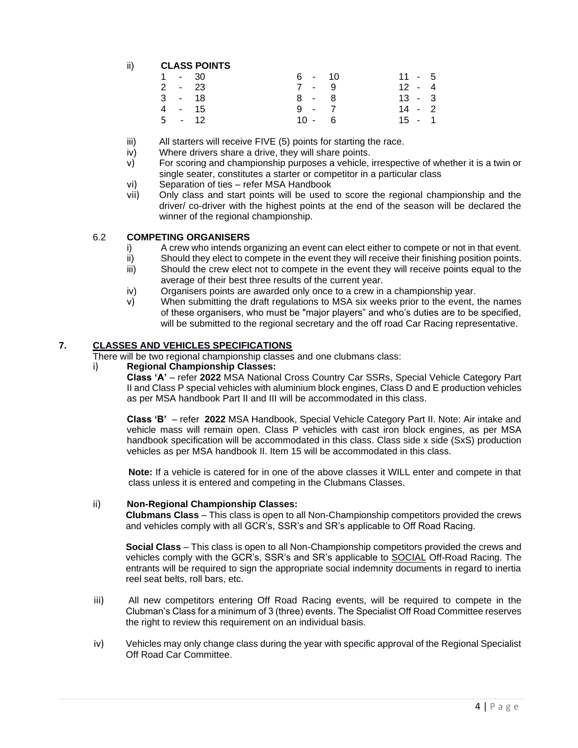ii) **CLASS POINTS**

| | | |
|---|---|---|
| 1 - 30 | 6 - 10 | 11 - 5 |
| 2 - 23 | 7 - 9 | 12 - 4 |
| 3 - 18 | 8 - 8 | 13 - 3 |
| 4 - 15 | 9 - 7 | 14 - 2 |
| 5 - 12 | 10 - 6 | 15 - 1 |

iii) All starters will receive FIVE (5) points for starting the race.

iv) Where drivers share a drive, they will share points.

v) For scoring and championship purposes a vehicle, irrespective of whether it is a twin or single seater, constitutes a starter or competitor in a particular class

vi) Separation of ties – refer MSA Handbook

vii) Only class and start points will be used to score the regional championship and the driver/ co-driver with the highest points at the end of the season will be declared the winner of the regional championship.

### 6.2 COMPETING ORGANISERS

i) A crew who intends organizing an event can elect either to compete or not in that event.

ii) Should they elect to compete in the event they will receive their finishing position points.

iii) Should the crew elect not to compete in the event they will receive points equal to the average of their best three results of the current year.

iv) Organisers points are awarded only once to a crew in a championship year.

v) When submitting the draft regulations to MSA six weeks prior to the event, the names of these organisers, who must be "major players" and who's duties are to be specified, will be submitted to the regional secretary and the off road Car Racing representative.

## 7. CLASSES AND VEHICLES SPECIFICATIONS

There will be two regional championship classes and one clubmans class:

i) **Regional Championship Classes:**

**Class 'A'** – refer **2022** MSA National Cross Country Car SSRs, Special Vehicle Category Part II and Class P special vehicles with aluminium block engines, Class D and E production vehicles as per MSA handbook Part II and III will be accommodated in this class.

**Class 'B'** – refer **2022** MSA Handbook, Special Vehicle Category Part II. Note: Air intake and vehicle mass will remain open. Class P vehicles with cast iron block engines, as per MSA handbook specification will be accommodated in this class. Class side x side (SxS) production vehicles as per MSA handbook II. Item 15 will be accommodated in this class.

**Note:** If a vehicle is catered for in one of the above classes it WILL enter and compete in that class unless it is entered and competing in the Clubmans Classes.

ii) **Non-Regional Championship Classes:**

**Clubmans Class** – This class is open to all Non-Championship competitors provided the crews and vehicles comply with all GCR's, SSR's and SR's applicable to Off Road Racing.

**Social Class** – This class is open to all Non-Championship competitors provided the crews and vehicles comply with the GCR's, SSR's and SR's applicable to SOCIAL Off-Road Racing. The entrants will be required to sign the appropriate social indemnity documents in regard to inertia reel seat belts, roll bars, etc.

iii) All new competitors entering Off Road Racing events, will be required to compete in the Clubman's Class for a minimum of 3 (three) events. The Specialist Off Road Committee reserves the right to review this requirement on an individual basis.

iv) Vehicles may only change class during the year with specific approval of the Regional Specialist Off Road Car Committee.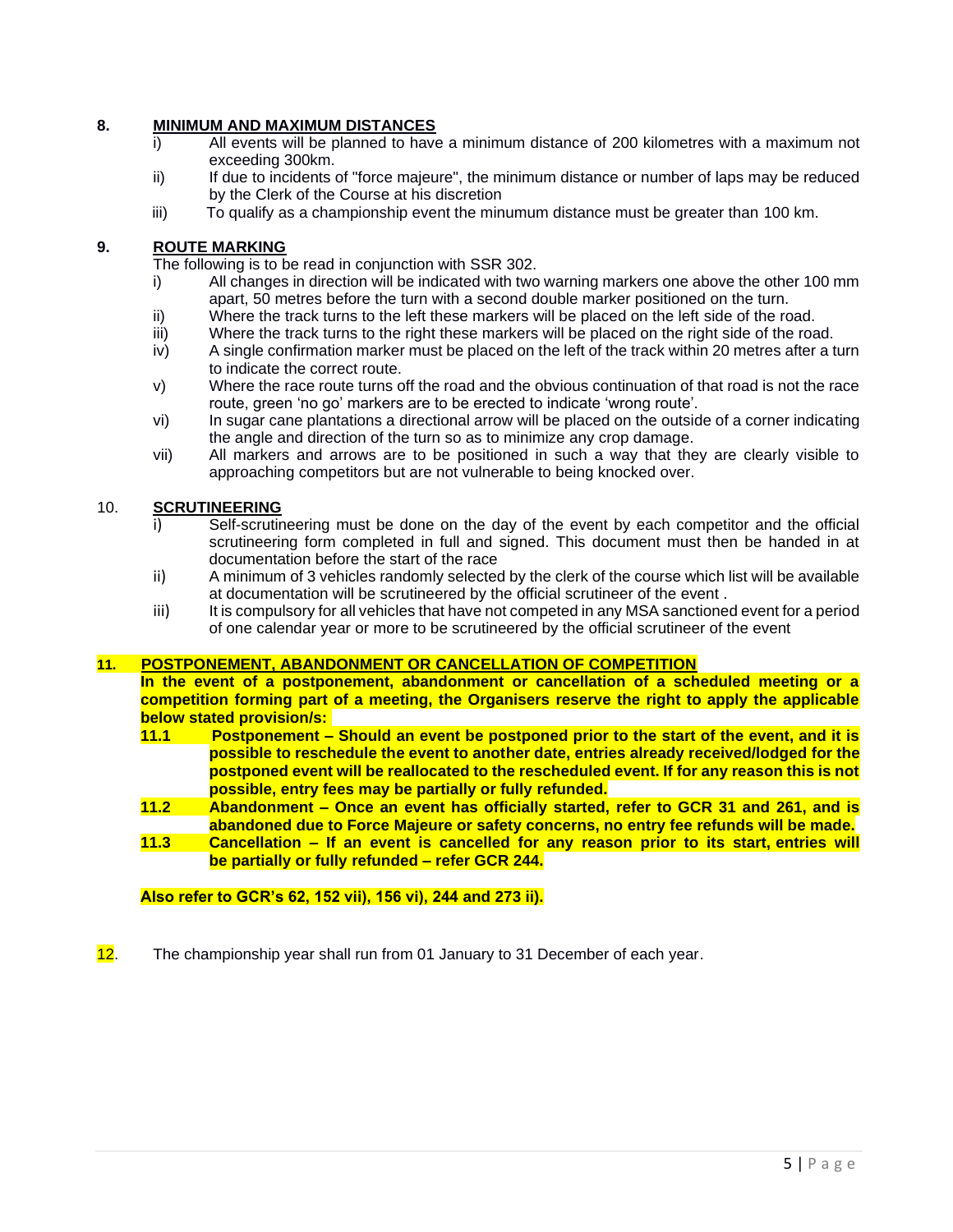## 8. MINIMUM AND MAXIMUM DISTANCES

i) All events will be planned to have a minimum distance of 200 kilometres with a maximum not exceeding 300km.

ii) If due to incidents of "force majeure", the minimum distance or number of laps may be reduced by the Clerk of the Course at his discretion

iii) To qualify as a championship event the minumum distance must be greater than 100 km.

## 9. ROUTE MARKING

The following is to be read in conjunction with SSR 302.

i) All changes in direction will be indicated with two warning markers one above the other 100 mm apart, 50 metres before the turn with a second double marker positioned on the turn.

ii) Where the track turns to the left these markers will be placed on the left side of the road.

iii) Where the track turns to the right these markers will be placed on the right side of the road.

iv) A single confirmation marker must be placed on the left of the track within 20 metres after a turn to indicate the correct route.

v) Where the race route turns off the road and the obvious continuation of that road is not the race route, green 'no go' markers are to be erected to indicate 'wrong route'.

vi) In sugar cane plantations a directional arrow will be placed on the outside of a corner indicating the angle and direction of the turn so as to minimize any crop damage.

vii) All markers and arrows are to be positioned in such a way that they are clearly visible to approaching competitors but are not vulnerable to being knocked over.

## 10. SCRUTINEERING

i) Self-scrutineering must be done on the day of the event by each competitor and the official scrutineering form completed in full and signed. This document must then be handed in at documentation before the start of the race

ii) A minimum of 3 vehicles randomly selected by the clerk of the course which list will be available at documentation will be scrutineered by the official scrutineer of the event .

iii) It is compulsory for all vehicles that have not competed in any MSA sanctioned event for a period of one calendar year or more to be scrutineered by the official scrutineer of the event

## 11. POSTPONEMENT, ABANDONMENT OR CANCELLATION OF COMPETITION

**In the event of a postponement, abandonment or cancellation of a scheduled meeting or a competition forming part of a meeting, the Organisers reserve the right to apply the applicable below stated provision/s:**

**11.1 Postponement – Should an event be postponed prior to the start of the event, and it is possible to reschedule the event to another date, entries already received/lodged for the postponed event will be reallocated to the rescheduled event. If for any reason this is not possible, entry fees may be partially or fully refunded.**

**11.2 Abandonment – Once an event has officially started, refer to GCR 31 and 261, and is abandoned due to Force Majeure or safety concerns, no entry fee refunds will be made.**

**11.3 Cancellation – If an event is cancelled for any reason prior to its start, entries will be partially or fully refunded – refer GCR 244.**

**Also refer to GCR's 62, 152 vii), 156 vi), 244 and 273 ii).**

12. The championship year shall run from 01 January to 31 December of each year.